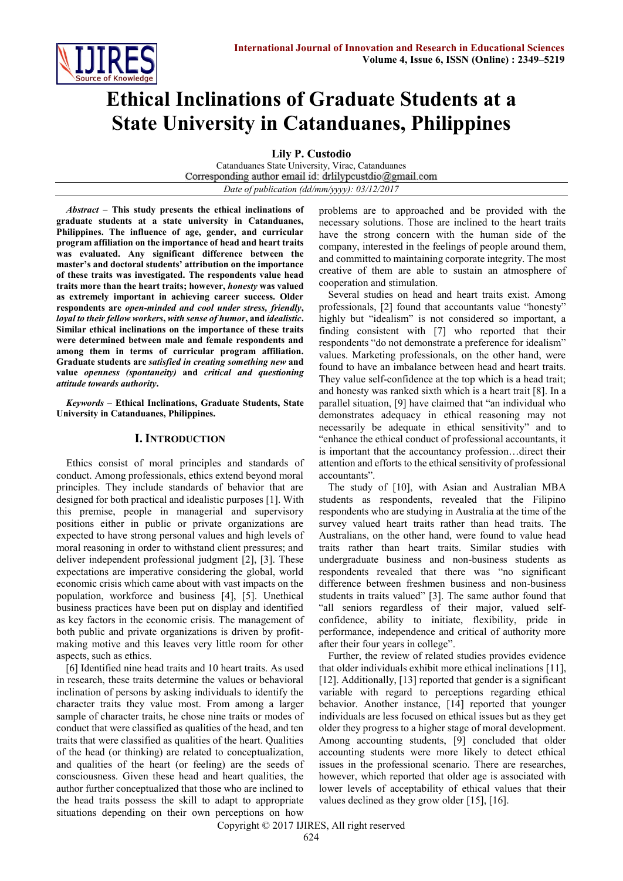# Ethical Inclinations of Graduate Students at a State University in Catanduanes, Philippines

**Lily P. Custodio**

Catanduanes State University, Virac, Catanduanes

Corresponding author email id: drlilypcustdio@gmail.com

*Date of publication (dd/mm/yyyy): 03/12/2017*

***Abstract*** – **This study presents the ethical inclinations of graduate students at a state university in Catanduanes, Philippines. The influence of age, gender, and curricular program affiliation on the importance of head and heart traits was evaluated. Any significant difference between the master's and doctoral students' attribution on the importance of these traits was investigated. The respondents value head traits more than the heart traits; however, *honesty* was valued as extremely important in achieving career success. Older respondents are *open-minded and cool under stress, friendly*, *loyal to their fellow workers*, *with sense of humor*, and *idealistic*. Similar ethical inclinations on the importance of these traits were determined between male and female respondents and among them in terms of curricular program affiliation. Graduate students are *satisfied in creating something new* and value *openness (spontaneity)* and *critical and questioning attitude towards authority*.**

***Keywords*** **– Ethical Inclinations, Graduate Students, State University in Catanduanes, Philippines.**

## I. Introduction

Ethics consist of moral principles and standards of conduct. Among professionals, ethics extend beyond moral principles. They include standards of behavior that are designed for both practical and idealistic purposes [1]. With this premise, people in managerial and supervisory positions either in public or private organizations are expected to have strong personal values and high levels of moral reasoning in order to withstand client pressures; and deliver independent professional judgment [2], [3]. These expectations are imperative considering the global, world economic crisis which came about with vast impacts on the population, workforce and business [4], [5]. Unethical business practices have been put on display and identified as key factors in the economic crisis. The management of both public and private organizations is driven by profit-making motive and this leaves very little room for other aspects, such as ethics.

[6] Identified nine head traits and 10 heart traits. As used in research, these traits determine the values or behavioral inclination of persons by asking individuals to identify the character traits they value most. From among a larger sample of character traits, he chose nine traits or modes of conduct that were classified as qualities of the head, and ten traits that were classified as qualities of the heart. Qualities of the head (or thinking) are related to conceptualization, and qualities of the heart (or feeling) are the seeds of consciousness. Given these head and heart qualities, the author further conceptualized that those who are inclined to the head traits possess the skill to adapt to appropriate situations depending on their own perceptions on how problems are to approached and be provided with the necessary solutions. Those are inclined to the heart traits have the strong concern with the human side of the company, interested in the feelings of people around them, and committed to maintaining corporate integrity. The most creative of them are able to sustain an atmosphere of cooperation and stimulation.

Several studies on head and heart traits exist. Among professionals, [2] found that accountants value "honesty" highly but "idealism" is not considered so important, a finding consistent with [7] who reported that their respondents "do not demonstrate a preference for idealism" values. Marketing professionals, on the other hand, were found to have an imbalance between head and heart traits. They value self-confidence at the top which is a head trait; and honesty was ranked sixth which is a heart trait [8]. In a parallel situation, [9] have claimed that "an individual who demonstrates adequacy in ethical reasoning may not necessarily be adequate in ethical sensitivity" and to "enhance the ethical conduct of professional accountants, it is important that the accountancy profession…direct their attention and efforts to the ethical sensitivity of professional accountants".

The study of [10], with Asian and Australian MBA students as respondents, revealed that the Filipino respondents who are studying in Australia at the time of the survey valued heart traits rather than head traits. The Australians, on the other hand, were found to value head traits rather than heart traits. Similar studies with undergraduate business and non-business students as respondents revealed that there was "no significant difference between freshmen business and non-business students in traits valued" [3]. The same author found that "all seniors regardless of their major, valued self-confidence, ability to initiate, flexibility, pride in performance, independence and critical of authority more after their four years in college".

Further, the review of related studies provides evidence that older individuals exhibit more ethical inclinations [11], [12]. Additionally, [13] reported that gender is a significant variable with regard to perceptions regarding ethical behavior. Another instance, [14] reported that younger individuals are less focused on ethical issues but as they get older they progress to a higher stage of moral development. Among accounting students, [9] concluded that older accounting students were more likely to detect ethical issues in the professional scenario. There are researches, however, which reported that older age is associated with lower levels of acceptability of ethical values that their values declined as they grow older [15], [16].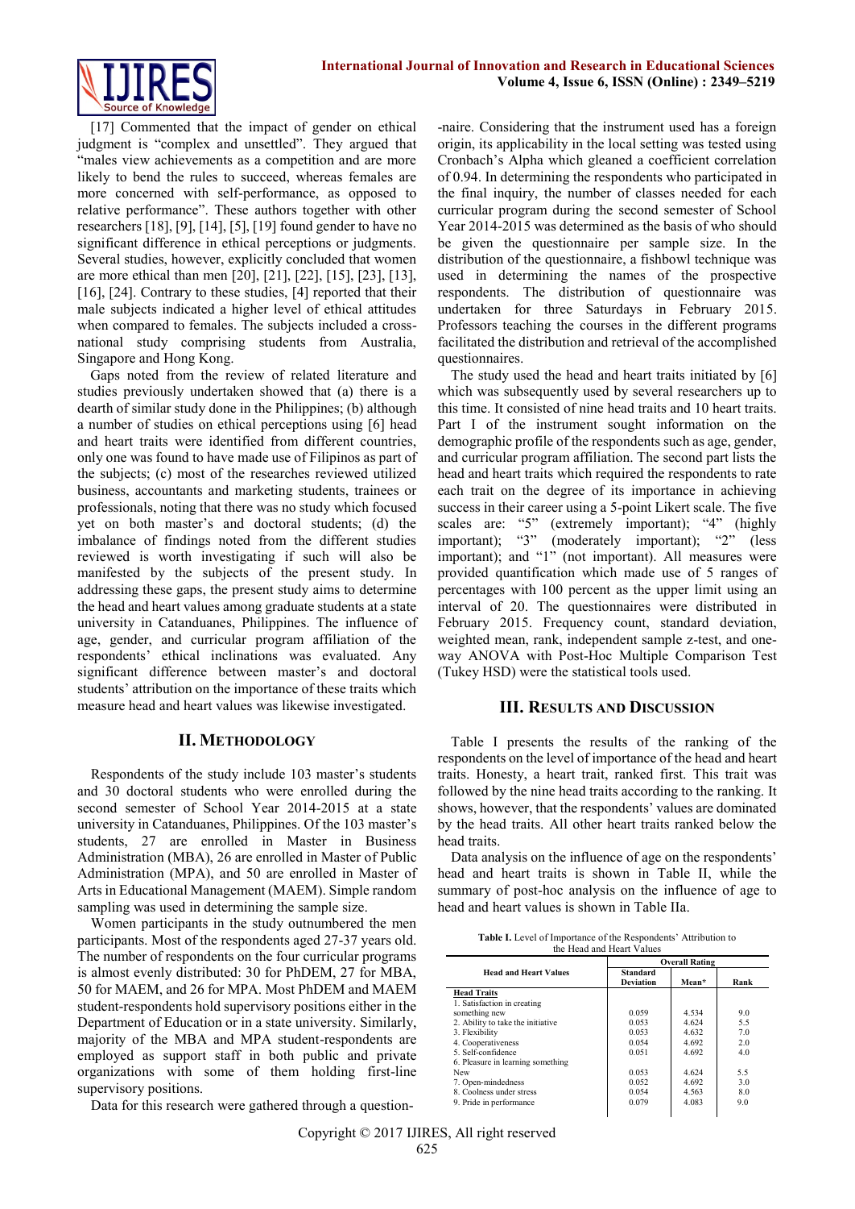[17] Commented that the impact of gender on ethical judgment is "complex and unsettled". They argued that "males view achievements as a competition and are more likely to bend the rules to succeed, whereas females are more concerned with self-performance, as opposed to relative performance". These authors together with other researchers [18], [9], [14], [5], [19] found gender to have no significant difference in ethical perceptions or judgments. Several studies, however, explicitly concluded that women are more ethical than men [20], [21], [22], [15], [23], [13], [16], [24]. Contrary to these studies, [4] reported that their male subjects indicated a higher level of ethical attitudes when compared to females. The subjects included a cross-national study comprising students from Australia, Singapore and Hong Kong.

Gaps noted from the review of related literature and studies previously undertaken showed that (a) there is a dearth of similar study done in the Philippines; (b) although a number of studies on ethical perceptions using [6] head and heart traits were identified from different countries, only one was found to have made use of Filipinos as part of the subjects; (c) most of the researches reviewed utilized business, accountants and marketing students, trainees or professionals, noting that there was no study which focused yet on both master's and doctoral students; (d) the imbalance of findings noted from the different studies reviewed is worth investigating if such will also be manifested by the subjects of the present study. In addressing these gaps, the present study aims to determine the head and heart values among graduate students at a state university in Catanduanes, Philippines. The influence of age, gender, and curricular program affiliation of the respondents' ethical inclinations was evaluated. Any significant difference between master's and doctoral students' attribution on the importance of these traits which measure head and heart values was likewise investigated.

## II. Methodology

Respondents of the study include 103 master's students and 30 doctoral students who were enrolled during the second semester of School Year 2014-2015 at a state university in Catanduanes, Philippines. Of the 103 master's students, 27 are enrolled in Master in Business Administration (MBA), 26 are enrolled in Master of Public Administration (MPA), and 50 are enrolled in Master of Arts in Educational Management (MAEM). Simple random sampling was used in determining the sample size.

Women participants in the study outnumbered the men participants. Most of the respondents aged 27-37 years old. The number of respondents on the four curricular programs is almost evenly distributed: 30 for PhDEM, 27 for MBA, 50 for MAEM, and 26 for MPA. Most PhDEM and MAEM student-respondents hold supervisory positions either in the Department of Education or in a state university. Similarly, majority of the MBA and MPA student-respondents are employed as support staff in both public and private organizations with some of them holding first-line supervisory positions.

Data for this research were gathered through a questionnaire. Considering that the instrument used has a foreign origin, its applicability in the local setting was tested using Cronbach's Alpha which gleaned a coefficient correlation of 0.94. In determining the respondents who participated in the final inquiry, the number of classes needed for each curricular program during the second semester of School Year 2014-2015 was determined as the basis of who should be given the questionnaire per sample size. In the distribution of the questionnaire, a fishbowl technique was used in determining the names of the prospective respondents. The distribution of questionnaire was undertaken for three Saturdays in February 2015. Professors teaching the courses in the different programs facilitated the distribution and retrieval of the accomplished questionnaires.

The study used the head and heart traits initiated by [6] which was subsequently used by several researchers up to this time. It consisted of nine head traits and 10 heart traits. Part I of the instrument sought information on the demographic profile of the respondents such as age, gender, and curricular program affiliation. The second part lists the head and heart traits which required the respondents to rate each trait on the degree of its importance in achieving success in their career using a 5-point Likert scale. The five scales are: "5" (extremely important); "4" (highly important); "3" (moderately important); "2" (less important); and "1" (not important). All measures were provided quantification which made use of 5 ranges of percentages with 100 percent as the upper limit using an interval of 20. The questionnaires were distributed in February 2015. Frequency count, standard deviation, weighted mean, rank, independent sample z-test, and one-way ANOVA with Post-Hoc Multiple Comparison Test (Tukey HSD) were the statistical tools used.

## III. Results and Discussion

Table I presents the results of the ranking of the respondents on the level of importance of the head and heart traits. Honesty, a heart trait, ranked first. This trait was followed by the nine head traits according to the ranking. It shows, however, that the respondents' values are dominated by the head traits. All other heart traits ranked below the head traits.

Data analysis on the influence of age on the respondents' head and heart traits is shown in Table II, while the summary of post-hoc analysis on the influence of age to head and heart values is shown in Table IIa.

**Table I.** Level of Importance of the Respondents' Attribution to the Head and Heart Values

| Head and Heart Values | Overall Rating | | |
|---|---|---|---|
| | Standard Deviation | Mean* | Rank |
| **Head Traits** | | | |
| 1. Satisfaction in creating something new | 0.059 | 4.534 | 9.0 |
| 2. Ability to take the initiative | 0.053 | 4.624 | 5.5 |
| 3. Flexibility | 0.053 | 4.632 | 7.0 |
| 4. Cooperativeness | 0.054 | 4.692 | 2.0 |
| 5. Self-confidence | 0.051 | 4.692 | 4.0 |
| 6. Pleasure in learning something New | 0.053 | 4.624 | 5.5 |
| 7. Open-mindedness | 0.052 | 4.692 | 3.0 |
| 8. Coolness under stress | 0.054 | 4.563 | 8.0 |
| 9. Pride in performance | 0.079 | 4.083 | 9.0 |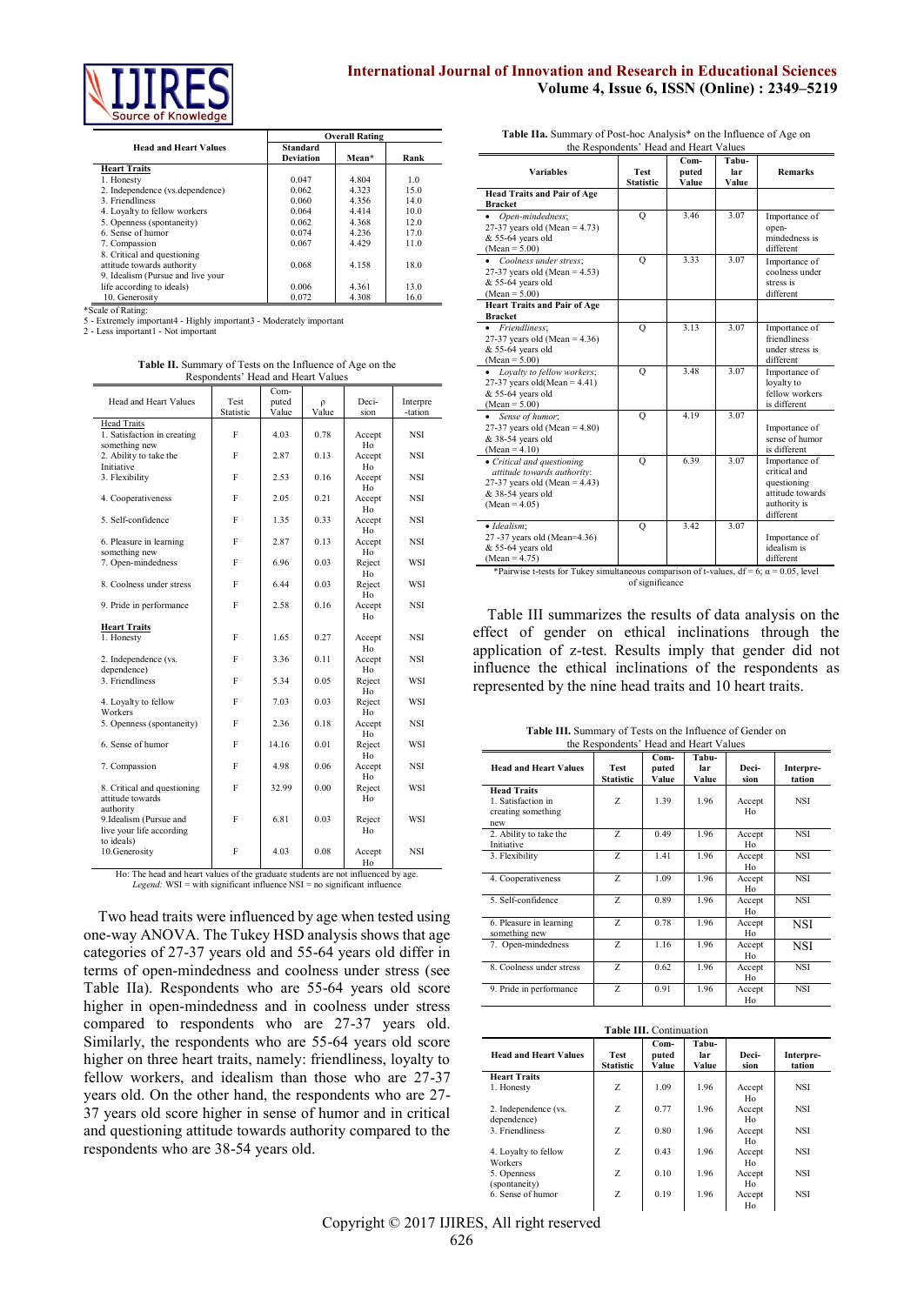| Head and Heart Values | Overall Rating | | |
|---|---|---|---|
| | Standard Deviation | Mean* | Rank |
| **Heart Traits** | | | |
| 1. Honesty | 0.047 | 4.804 | 1.0 |
| 2. Independence (vs.dependence) | 0.062 | 4.323 | 15.0 |
| 3. Friendliness | 0.060 | 4.356 | 14.0 |
| 4. Loyalty to fellow workers | 0.064 | 4.414 | 10.0 |
| 5. Openness (spontaneity) | 0.062 | 4.368 | 12.0 |
| 6. Sense of humor | 0.074 | 4.236 | 17.0 |
| 7. Compassion | 0.067 | 4.429 | 11.0 |
| 8. Critical and questioning attitude towards authority | 0.068 | 4.158 | 18.0 |
| 9. Idealism (Pursue and live your life according to ideals) | 0.006 | 4.361 | 13.0 |
| 10. Generosity | 0.072 | 4.308 | 16.0 |

*Scale of Rating:
5 - Extremely important4 - Highly important3 - Moderately important
2 - Less important1 - Not important

**Table II.** Summary of Tests on the Influence of Age on the Respondents' Head and Heart Values

| Head and Heart Values | Test Statistic | Computed Value | ρ Value | Decision | Interpretation |
|---|---|---|---|---|---|
| **Head Traits** | | | | | |
| 1. Satisfaction in creating something new | F | 4.03 | 0.78 | Accept Ho | NSI |
| 2. Ability to take the Initiative | F | 2.87 | 0.13 | Accept Ho | NSI |
| 3. Flexibility | F | 2.53 | 0.16 | Accept Ho | NSI |
| 4. Cooperativeness | F | 2.05 | 0.21 | Accept Ho | NSI |
| 5. Self-confidence | F | 1.35 | 0.33 | Accept Ho | NSI |
| 6. Pleasure in learning something new | F | 2.87 | 0.13 | Accept Ho | NSI |
| 7. Open-mindedness | F | 6.96 | 0.03 | Reject Ho | WSI |
| 8. Coolness under stress | F | 6.44 | 0.03 | Reject Ho | WSI |
| 9. Pride in performance | F | 2.58 | 0.16 | Accept Ho | NSI |
| **Heart Traits** | | | | | |
| 1. Honesty | F | 1.65 | 0.27 | Accept Ho | NSI |
| 2. Independence (vs. dependence) | F | 3.36 | 0.11 | Accept Ho | NSI |
| 3. Friendliness | F | 5.34 | 0.05 | Reject Ho | WSI |
| 4. Loyalty to fellow Workers | F | 7.03 | 0.03 | Reject Ho | WSI |
| 5. Openness (spontaneity) | F | 2.36 | 0.18 | Accept Ho | NSI |
| 6. Sense of humor | F | 14.16 | 0.01 | Reject Ho | WSI |
| 7. Compassion | F | 4.98 | 0.06 | Accept Ho | NSI |
| 8. Critical and questioning attitude towards authority | F | 32.99 | 0.00 | Reject Ho | WSI |
| 9.Idealism (Pursue and live your life according to ideals) | F | 6.81 | 0.03 | Reject Ho | WSI |
| 10.Generosity | F | 4.03 | 0.08 | Accept Ho | NSI |

Ho: The head and heart values of the graduate students are not influenced by age.
*Legend:* WSI = with significant influence NSI = no significant influence

Two head traits were influenced by age when tested using one-way ANOVA. The Tukey HSD analysis shows that age categories of 27-37 years old and 55-64 years old differ in terms of open-mindedness and coolness under stress (see Table IIa). Respondents who are 55-64 years old score higher in open-mindedness and in coolness under stress compared to respondents who are 27-37 years old. Similarly, the respondents who are 55-64 years old score higher on three heart traits, namely: friendliness, loyalty to fellow workers, and idealism than those who are 27-37 years old. On the other hand, the respondents who are 27-37 years old score higher in sense of humor and in critical and questioning attitude towards authority compared to the respondents who are 38-54 years old.

**Table IIa.** Summary of Post-hoc Analysis* on the Influence of Age on the Respondents' Head and Heart Values

| Variables | Test Statistic | Computed Value | Tabular Value | Remarks |
|---|---|---|---|---|
| **Head Traits and Pair of Age Bracket** | | | | |
| • *Open-mindedness*; 27-37 years old (Mean = 4.73) & 55-64 years old (Mean = 5.00) | Q | 3.46 | 3.07 | Importance of open-mindedness is different |
| • *Coolness under stress*; 27-37 years old (Mean = 4.53) & 55-64 years old (Mean = 5.00) | Q | 3.33 | 3.07 | Importance of coolness under stress is different |
| **Heart Traits and Pair of Age Bracket** | | | | |
| • *Friendliness*; 27-37 years old (Mean = 4.36) & 55-64 years old (Mean = 5.00) | Q | 3.13 | 3.07 | Importance of friendliness under stress is different |
| • *Loyalty to fellow workers*; 27-37 years old(Mean = 4.41) & 55-64 years old (Mean = 5.00) | Q | 3.48 | 3.07 | Importance of loyalty to fellow workers is different |
| • *Sense of humor*; 27-37 years old (Mean = 4.80) & 38-54 years old (Mean = 4.10) | Q | 4.19 | 3.07 | Importance of sense of humor is different |
| • *Critical and questioning attitude towards authority*: 27-37 years old (Mean = 4.43) & 38-54 years old (Mean = 4.05) | Q | 6.39 | 3.07 | Importance of critical and questioning attitude towards authority is different |
| • *Idealism*; 27 -37 years old (Mean=4.36) & 55-64 years old (Mean = 4.75) | Q | 3.42 | 3.07 | Importance of idealism is different |

*Pairwise t-tests for Tukey simultaneous comparison of t-values, df = 6; α = 0.05, level of significance

Table III summarizes the results of data analysis on the effect of gender on ethical inclinations through the application of z-test. Results imply that gender did not influence the ethical inclinations of the respondents as represented by the nine head traits and 10 heart traits.

**Table III.** Summary of Tests on the Influence of Gender on the Respondents' Head and Heart Values

| Head and Heart Values | Test Statistic | Computed Value | Tabular Value | Decision | Interpretation |
|---|---|---|---|---|---|
| **Head Traits** | | | | | |
| 1. Satisfaction in creating something new | Z | 1.39 | 1.96 | Accept Ho | NSI |
| 2. Ability to take the Initiative | Z | 0.49 | 1.96 | Accept Ho | NSI |
| 3. Flexibility | Z | 1.41 | 1.96 | Accept Ho | NSI |
| 4. Cooperativeness | Z | 1.09 | 1.96 | Accept Ho | NSI |
| 5. Self-confidence | Z | 0.89 | 1.96 | Accept Ho | NSI |
| 6. Pleasure in learning something new | Z | 0.78 | 1.96 | Accept Ho | NSI |
| 7. Open-mindedness | Z | 1.16 | 1.96 | Accept Ho | NSI |
| 8. Coolness under stress | Z | 0.62 | 1.96 | Accept Ho | NSI |
| 9. Pride in performance | Z | 0.91 | 1.96 | Accept Ho | NSI |

**Table III.** Continuation

| Head and Heart Values | Test Statistic | Computed Value | Tabular Value | Decision | Interpretation |
|---|---|---|---|---|---|
| **Heart Traits** | | | | | |
| 1. Honesty | Z | 1.09 | 1.96 | Accept Ho | NSI |
| 2. Independence (vs. dependence) | Z | 0.77 | 1.96 | Accept Ho | NSI |
| 3. Friendliness | Z | 0.80 | 1.96 | Accept Ho | NSI |
| 4. Loyalty to fellow Workers | Z | 0.43 | 1.96 | Accept Ho | NSI |
| 5. Openness (spontaneity) | Z | 0.10 | 1.96 | Accept Ho | NSI |
| 6. Sense of humor | Z | 0.19 | 1.96 | Accept Ho | NSI |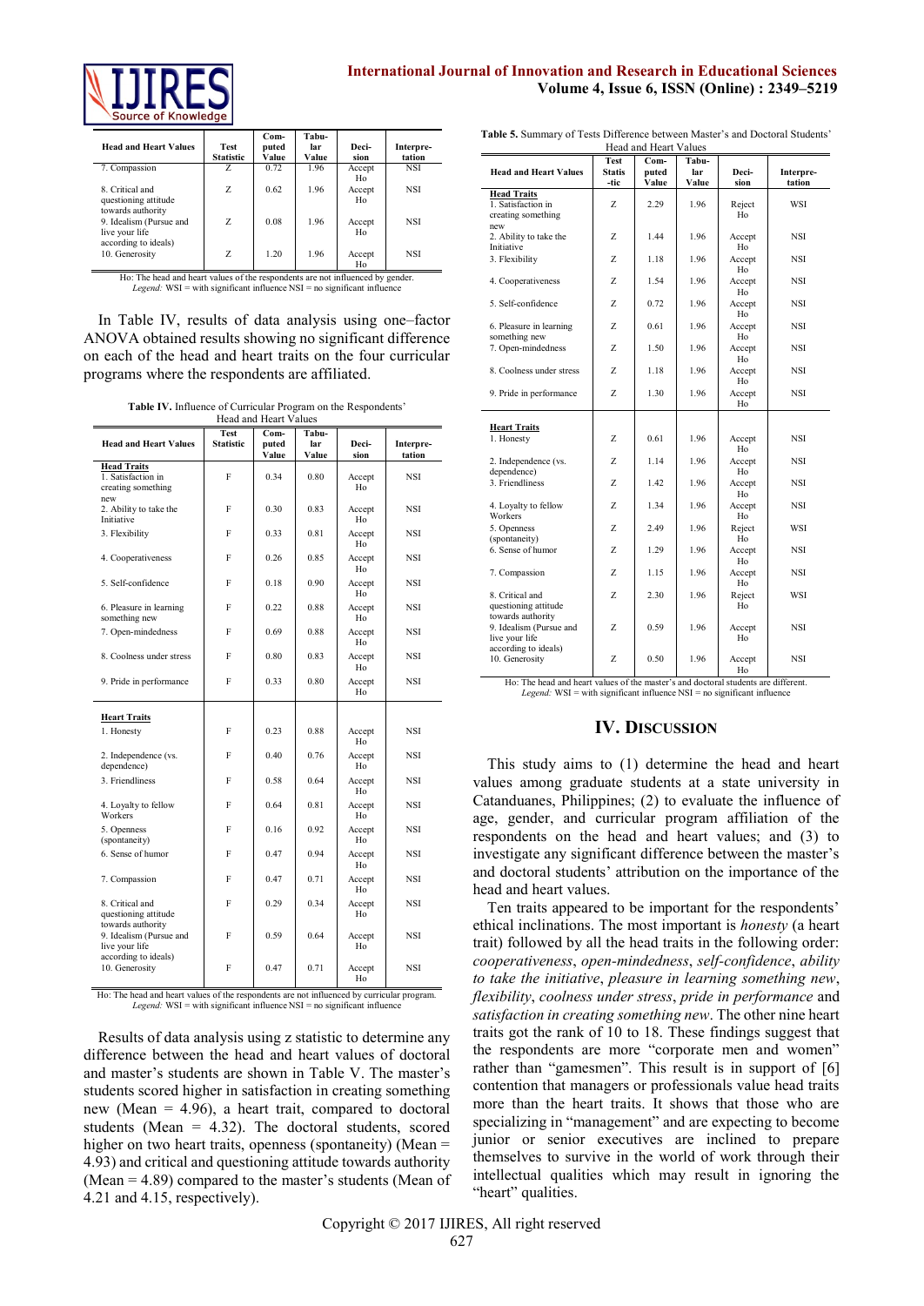| Head and Heart Values | Test Statistic | Com-puted Value | Tabu-lar Value | Deci-sion | Interpre-tation |
|---|---|---|---|---|---|
| 7. Compassion | Z | 0.72 | 1.96 | Accept Ho | NSI |
| 8. Critical and questioning attitude towards authority | Z | 0.62 | 1.96 | Accept Ho | NSI |
| 9. Idealism (Pursue and live your life according to ideals) | Z | 0.08 | 1.96 | Accept Ho | NSI |
| 10. Generosity | Z | 1.20 | 1.96 | Accept Ho | NSI |

Ho: The head and heart values of the respondents are not influenced by gender.
*Legend:* WSI = with significant influence NSI = no significant influence

In Table IV, results of data analysis using one–factor ANOVA obtained results showing no significant difference on each of the head and heart traits on the four curricular programs where the respondents are affiliated.

**Table IV.** Influence of Curricular Program on the Respondents' Head and Heart Values

| Head and Heart Values | Test Statistic | Com-puted Value | Tabu-lar Value | Deci-sion | Interpre-tation |
|---|---|---|---|---|---|
| **Head Traits** | | | | | |
| 1. Satisfaction in creating something new | F | 0.34 | 0.80 | Accept Ho | NSI |
| 2. Ability to take the Initiative | F | 0.30 | 0.83 | Accept Ho | NSI |
| 3. Flexibility | F | 0.33 | 0.81 | Accept Ho | NSI |
| 4. Cooperativeness | F | 0.26 | 0.85 | Accept Ho | NSI |
| 5. Self-confidence | F | 0.18 | 0.90 | Accept Ho | NSI |
| 6. Pleasure in learning something new | F | 0.22 | 0.88 | Accept Ho | NSI |
| 7. Open-mindedness | F | 0.69 | 0.88 | Accept Ho | NSI |
| 8. Coolness under stress | F | 0.80 | 0.83 | Accept Ho | NSI |
| 9. Pride in performance | F | 0.33 | 0.80 | Accept Ho | NSI |
| **Heart Traits** | | | | | |
| 1. Honesty | F | 0.23 | 0.88 | Accept Ho | NSI |
| 2. Independence (vs. dependence) | F | 0.40 | 0.76 | Accept Ho | NSI |
| 3. Friendliness | F | 0.58 | 0.64 | Accept Ho | NSI |
| 4. Loyalty to fellow Workers | F | 0.64 | 0.81 | Accept Ho | NSI |
| 5. Openness (spontaneity) | F | 0.16 | 0.92 | Accept Ho | NSI |
| 6. Sense of humor | F | 0.47 | 0.94 | Accept Ho | NSI |
| 7. Compassion | F | 0.47 | 0.71 | Accept Ho | NSI |
| 8. Critical and questioning attitude towards authority | F | 0.29 | 0.34 | Accept Ho | NSI |
| 9. Idealism (Pursue and live your life according to ideals) | F | 0.59 | 0.64 | Accept Ho | NSI |
| 10. Generosity | F | 0.47 | 0.71 | Accept Ho | NSI |

Ho: The head and heart values of the respondents are not influenced by curricular program.
*Legend:* WSI = with significant influence NSI = no significant influence

Results of data analysis using z statistic to determine any difference between the head and heart values of doctoral and master's students are shown in Table V. The master's students scored higher in satisfaction in creating something new (Mean = 4.96), a heart trait, compared to doctoral students (Mean = 4.32). The doctoral students, scored higher on two heart traits, openness (spontaneity) (Mean = 4.93) and critical and questioning attitude towards authority (Mean = 4.89) compared to the master's students (Mean of 4.21 and 4.15, respectively).

**Table 5.** Summary of Tests Difference between Master's and Doctoral Students' Head and Heart Values

| Head and Heart Values | Test Statis-tic | Com-puted Value | Tabu-lar Value | Deci-sion | Interpre-tation |
|---|---|---|---|---|---|
| **Head Traits** | | | | | |
| 1. Satisfaction in creating something new | Z | 2.29 | 1.96 | Reject Ho | WSI |
| 2. Ability to take the Initiative | Z | 1.44 | 1.96 | Accept Ho | NSI |
| 3. Flexibility | Z | 1.18 | 1.96 | Accept Ho | NSI |
| 4. Cooperativeness | Z | 1.54 | 1.96 | Accept Ho | NSI |
| 5. Self-confidence | Z | 0.72 | 1.96 | Accept Ho | NSI |
| 6. Pleasure in learning something new | Z | 0.61 | 1.96 | Accept Ho | NSI |
| 7. Open-mindedness | Z | 1.50 | 1.96 | Accept Ho | NSI |
| 8. Coolness under stress | Z | 1.18 | 1.96 | Accept Ho | NSI |
| 9. Pride in performance | Z | 1.30 | 1.96 | Accept Ho | NSI |
| **Heart Traits** | | | | | |
| 1. Honesty | Z | 0.61 | 1.96 | Accept Ho | NSI |
| 2. Independence (vs. dependence) | Z | 1.14 | 1.96 | Accept Ho | NSI |
| 3. Friendliness | Z | 1.42 | 1.96 | Accept Ho | NSI |
| 4. Loyalty to fellow Workers | Z | 1.34 | 1.96 | Accept Ho | NSI |
| 5. Openness (spontaneity) | Z | 2.49 | 1.96 | Reject Ho | WSI |
| 6. Sense of humor | Z | 1.29 | 1.96 | Accept Ho | NSI |
| 7. Compassion | Z | 1.15 | 1.96 | Accept Ho | NSI |
| 8. Critical and questioning attitude towards authority | Z | 2.30 | 1.96 | Reject Ho | WSI |
| 9. Idealism (Pursue and live your life according to ideals) | Z | 0.59 | 1.96 | Accept Ho | NSI |
| 10. Generosity | Z | 0.50 | 1.96 | Accept Ho | NSI |

Ho: The head and heart values of the master's and doctoral students are different.
*Legend:* WSI = with significant influence NSI = no significant influence

## IV. Discussion

This study aims to (1) determine the head and heart values among graduate students at a state university in Catanduanes, Philippines; (2) to evaluate the influence of age, gender, and curricular program affiliation of the respondents on the head and heart values; and (3) to investigate any significant difference between the master's and doctoral students' attribution on the importance of the head and heart values.

Ten traits appeared to be important for the respondents' ethical inclinations. The most important is *honesty* (a heart trait) followed by all the head traits in the following order: *cooperativeness*, *open-mindedness*, *self-confidence*, *ability to take the initiative*, *pleasure in learning something new*, *flexibility*, *coolness under stress*, *pride in performance* and *satisfaction in creating something new*. The other nine heart traits got the rank of 10 to 18. These findings suggest that the respondents are more "corporate men and women" rather than "gamesmen". This result is in support of [6] contention that managers or professionals value head traits more than the heart traits. It shows that those who are specializing in "management" and are expecting to become junior or senior executives are inclined to prepare themselves to survive in the world of work through their intellectual qualities which may result in ignoring the "heart" qualities.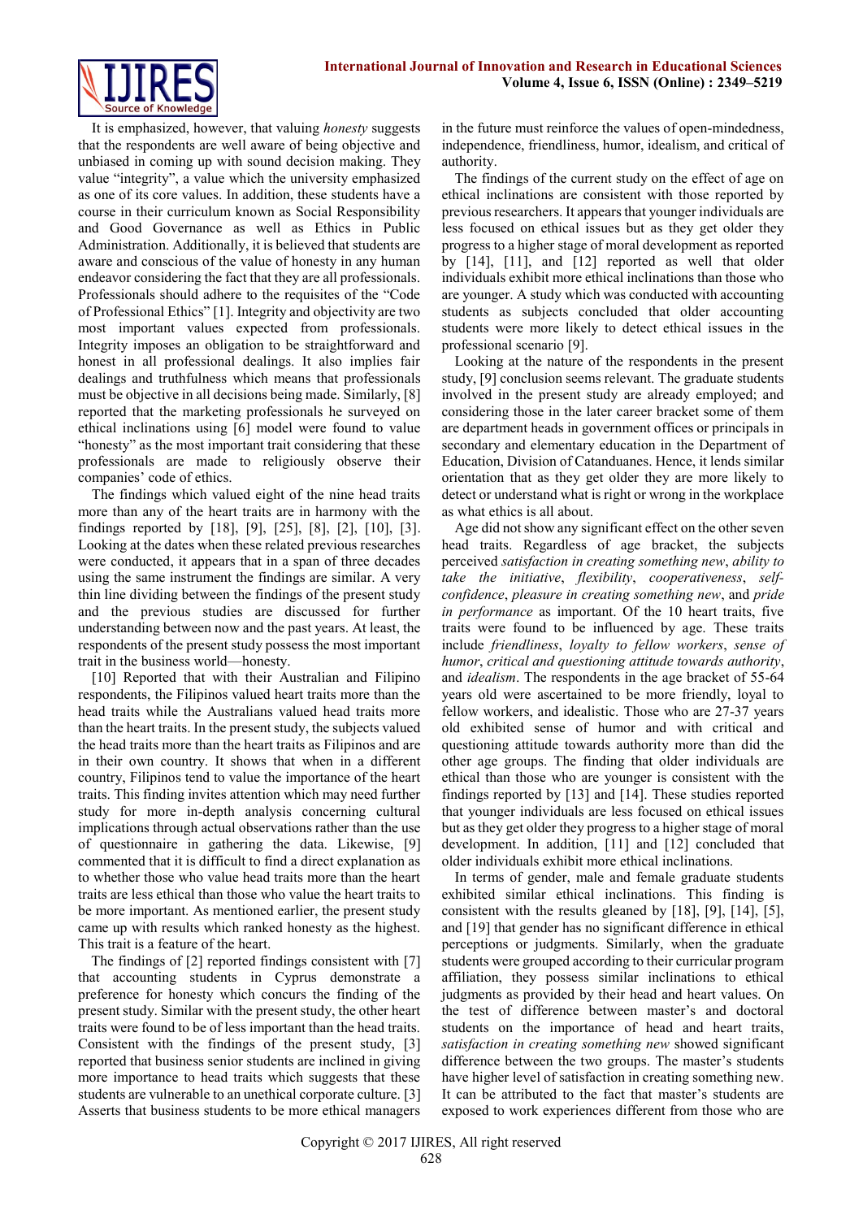It is emphasized, however, that valuing *honesty* suggests that the respondents are well aware of being objective and unbiased in coming up with sound decision making. They value "integrity", a value which the university emphasized as one of its core values. In addition, these students have a course in their curriculum known as Social Responsibility and Good Governance as well as Ethics in Public Administration. Additionally, it is believed that students are aware and conscious of the value of honesty in any human endeavor considering the fact that they are all professionals. Professionals should adhere to the requisites of the "Code of Professional Ethics" [1]. Integrity and objectivity are two most important values expected from professionals. Integrity imposes an obligation to be straightforward and honest in all professional dealings. It also implies fair dealings and truthfulness which means that professionals must be objective in all decisions being made. Similarly, [8] reported that the marketing professionals he surveyed on ethical inclinations using [6] model were found to value "honesty" as the most important trait considering that these professionals are made to religiously observe their companies' code of ethics.

The findings which valued eight of the nine head traits more than any of the heart traits are in harmony with the findings reported by [18], [9], [25], [8], [2], [10], [3]. Looking at the dates when these related previous researches were conducted, it appears that in a span of three decades using the same instrument the findings are similar. A very thin line dividing between the findings of the present study and the previous studies are discussed for further understanding between now and the past years. At least, the respondents of the present study possess the most important trait in the business world—honesty.

[10] Reported that with their Australian and Filipino respondents, the Filipinos valued heart traits more than the head traits while the Australians valued head traits more than the heart traits. In the present study, the subjects valued the head traits more than the heart traits as Filipinos and are in their own country. It shows that when in a different country, Filipinos tend to value the importance of the heart traits. This finding invites attention which may need further study for more in-depth analysis concerning cultural implications through actual observations rather than the use of questionnaire in gathering the data. Likewise, [9] commented that it is difficult to find a direct explanation as to whether those who value head traits more than the heart traits are less ethical than those who value the heart traits to be more important. As mentioned earlier, the present study came up with results which ranked honesty as the highest. This trait is a feature of the heart.

The findings of [2] reported findings consistent with [7] that accounting students in Cyprus demonstrate a preference for honesty which concurs the finding of the present study. Similar with the present study, the other heart traits were found to be of less important than the head traits. Consistent with the findings of the present study, [3] reported that business senior students are inclined in giving more importance to head traits which suggests that these students are vulnerable to an unethical corporate culture. [3] Asserts that business students to be more ethical managers in the future must reinforce the values of open-mindedness, independence, friendliness, humor, idealism, and critical of authority.

The findings of the current study on the effect of age on ethical inclinations are consistent with those reported by previous researchers. It appears that younger individuals are less focused on ethical issues but as they get older they progress to a higher stage of moral development as reported by [14], [11], and [12] reported as well that older individuals exhibit more ethical inclinations than those who are younger. A study which was conducted with accounting students as subjects concluded that older accounting students were more likely to detect ethical issues in the professional scenario [9].

Looking at the nature of the respondents in the present study, [9] conclusion seems relevant. The graduate students involved in the present study are already employed; and considering those in the later career bracket some of them are department heads in government offices or principals in secondary and elementary education in the Department of Education, Division of Catanduanes. Hence, it lends similar orientation that as they get older they are more likely to detect or understand what is right or wrong in the workplace as what ethics is all about.

Age did not show any significant effect on the other seven head traits. Regardless of age bracket, the subjects perceived *satisfaction in creating something new*, *ability to take the initiative*, *flexibility*, *cooperativeness*, *self-confidence*, *pleasure in creating something new*, and *pride in performance* as important. Of the 10 heart traits, five traits were found to be influenced by age. These traits include *friendliness*, *loyalty to fellow workers*, *sense of humor*, *critical and questioning attitude towards authority*, and *idealism*. The respondents in the age bracket of 55-64 years old were ascertained to be more friendly, loyal to fellow workers, and idealistic. Those who are 27-37 years old exhibited sense of humor and with critical and questioning attitude towards authority more than did the other age groups. The finding that older individuals are ethical than those who are younger is consistent with the findings reported by [13] and [14]. These studies reported that younger individuals are less focused on ethical issues but as they get older they progress to a higher stage of moral development. In addition, [11] and [12] concluded that older individuals exhibit more ethical inclinations.

In terms of gender, male and female graduate students exhibited similar ethical inclinations. This finding is consistent with the results gleaned by [18], [9], [14], [5], and [19] that gender has no significant difference in ethical perceptions or judgments. Similarly, when the graduate students were grouped according to their curricular program affiliation, they possess similar inclinations to ethical judgments as provided by their head and heart values. On the test of difference between master's and doctoral students on the importance of head and heart traits, *satisfaction in creating something new* showed significant difference between the two groups. The master's students have higher level of satisfaction in creating something new. It can be attributed to the fact that master's students are exposed to work experiences different from those who are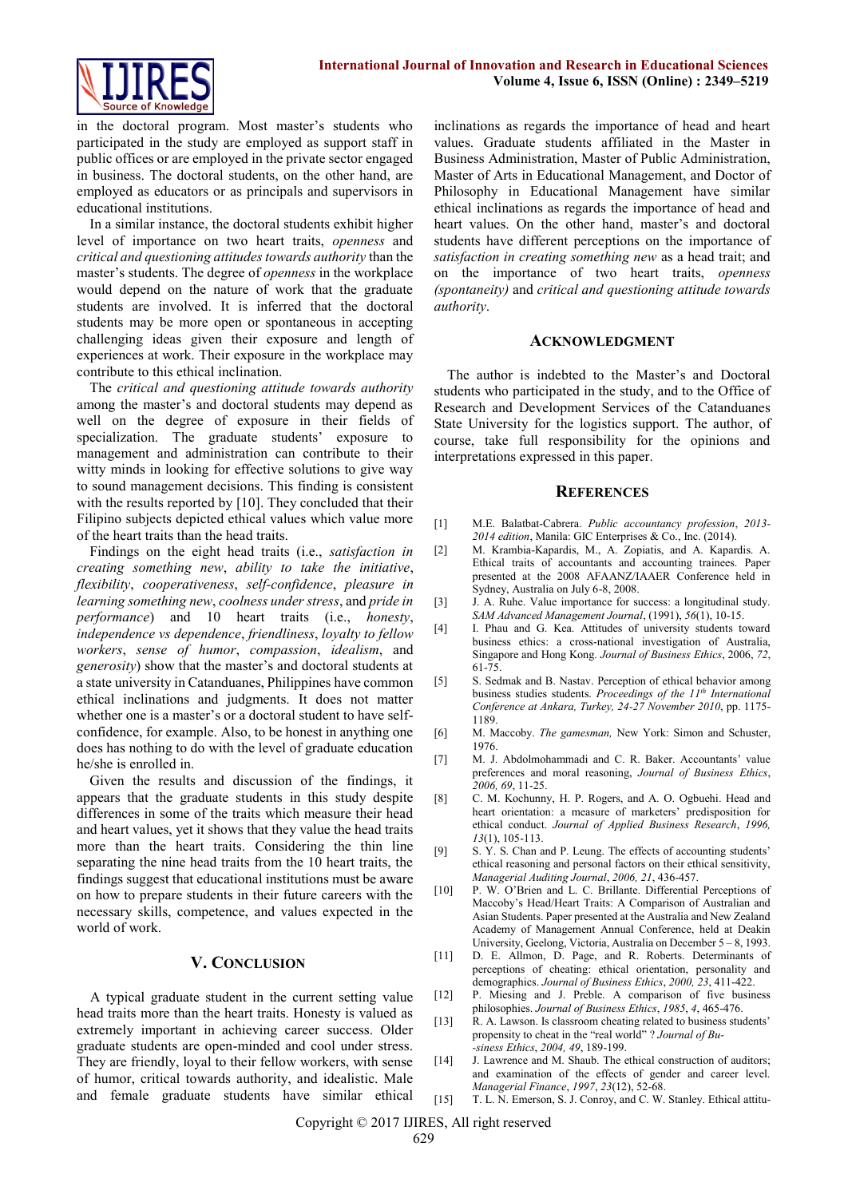in the doctoral program. Most master's students who participated in the study are employed as support staff in public offices or are employed in the private sector engaged in business. The doctoral students, on the other hand, are employed as educators or as principals and supervisors in educational institutions.

In a similar instance, the doctoral students exhibit higher level of importance on two heart traits, *openness* and *critical and questioning attitudes towards authority* than the master's students. The degree of *openness* in the workplace would depend on the nature of work that the graduate students are involved. It is inferred that the doctoral students may be more open or spontaneous in accepting challenging ideas given their exposure and length of experiences at work. Their exposure in the workplace may contribute to this ethical inclination.

The *critical and questioning attitude towards authority* among the master's and doctoral students may depend as well on the degree of exposure in their fields of specialization. The graduate students' exposure to management and administration can contribute to their witty minds in looking for effective solutions to give way to sound management decisions. This finding is consistent with the results reported by [10]. They concluded that their Filipino subjects depicted ethical values which value more of the heart traits than the head traits.

Findings on the eight head traits (i.e., *satisfaction in creating something new*, *ability to take the initiative*, *flexibility*, *cooperativeness*, *self-confidence*, *pleasure in learning something new*, *coolness under stress*, and *pride in performance*) and 10 heart traits (i.e., *honesty*, *independence vs dependence*, *friendliness*, *loyalty to fellow workers*, *sense of humor*, *compassion*, *idealism*, and *generosity*) show that the master's and doctoral students at a state university in Catanduanes, Philippines have common ethical inclinations and judgments. It does not matter whether one is a master's or a doctoral student to have self-confidence, for example. Also, to be honest in anything one does has nothing to do with the level of graduate education he/she is enrolled in.

Given the results and discussion of the findings, it appears that the graduate students in this study despite differences in some of the traits which measure their head and heart values, yet it shows that they value the head traits more than the heart traits. Considering the thin line separating the nine head traits from the 10 heart traits, the findings suggest that educational institutions must be aware on how to prepare students in their future careers with the necessary skills, competence, and values expected in the world of work.

## V. Conclusion

A typical graduate student in the current setting value head traits more than the heart traits. Honesty is valued as extremely important in achieving career success. Older graduate students are open-minded and cool under stress. They are friendly, loyal to their fellow workers, with sense of humor, critical towards authority, and idealistic. Male and female graduate students have similar ethical inclinations as regards the importance of head and heart values. Graduate students affiliated in the Master in Business Administration, Master of Public Administration, Master of Arts in Educational Management, and Doctor of Philosophy in Educational Management have similar ethical inclinations as regards the importance of head and heart values. On the other hand, master's and doctoral students have different perceptions on the importance of *satisfaction in creating something new* as a head trait; and on the importance of two heart traits, *openness (spontaneity)* and *critical and questioning attitude towards authority*.

## Acknowledgment

The author is indebted to the Master's and Doctoral students who participated in the study, and to the Office of Research and Development Services of the Catanduanes State University for the logistics support. The author, of course, take full responsibility for the opinions and interpretations expressed in this paper.

## References

[1] M.E. Balatbat-Cabrera. *Public accountancy profession, 2013-2014 edition*, Manila: GIC Enterprises & Co., Inc. (2014).

[2] M. Krambia-Kapardis, M., A. Zopiatis, and A. Kapardis. A. Ethical traits of accountants and accounting trainees. Paper presented at the 2008 AFAANZ/IAAER Conference held in Sydney, Australia on July 6-8, 2008.

[3] J. A. Ruhe. Value importance for success: a longitudinal study. *SAM Advanced Management Journal*, (1991), *56*(1), 10-15.

[4] I. Phau and G. Kea. Attitudes of university students toward business ethics: a cross-national investigation of Australia, Singapore and Hong Kong. *Journal of Business Ethics*, 2006, *72*, 61-75.

[5] S. Sedmak and B. Nastav. Perception of ethical behavior among business studies students. *Proceedings of the 11th International Conference at Ankara, Turkey, 24-27 November 2010*, pp. 1175-1189.

[6] M. Maccoby. *The gamesman,* New York: Simon and Schuster, 1976.

[7] M. J. Abdolmohammadi and C. R. Baker. Accountants' value preferences and moral reasoning, *Journal of Business Ethics*, *2006, 69*, 11-25.

[8] C. M. Kochunny, H. P. Rogers, and A. O. Ogbuehi. Head and heart orientation: a measure of marketers' predisposition for ethical conduct. *Journal of Applied Business Research*, *1996, 13*(1), 105-113.

[9] S. Y. S. Chan and P. Leung. The effects of accounting students' ethical reasoning and personal factors on their ethical sensitivity, *Managerial Auditing Journal*, *2006, 21*, 436-457.

[10] P. W. O'Brien and L. C. Brillante. Differential Perceptions of Maccoby's Head/Heart Traits: A Comparison of Australian and Asian Students. Paper presented at the Australia and New Zealand Academy of Management Annual Conference, held at Deakin University, Geelong, Victoria, Australia on December 5 – 8, 1993.

[11] D. E. Allmon, D. Page, and R. Roberts. Determinants of perceptions of cheating: ethical orientation, personality and demographics. *Journal of Business Ethics*, *2000, 23*, 411-422.

[12] P. Miesing and J. Preble. A comparison of five business philosophies. *Journal of Business Ethics*, *1985*, *4*, 465-476.

[13] R. A. Lawson. Is classroom cheating related to business students' propensity to cheat in the "real world" ? *Journal of Business Ethics*, *2004, 49*, 189-199.

[14] J. Lawrence and M. Shaub. The ethical construction of auditors; and examination of the effects of gender and career level. *Managerial Finance*, *1997*, *23*(12), 52-68.

[15] T. L. N. Emerson, S. J. Conroy, and C. W. Stanley. Ethical attitu-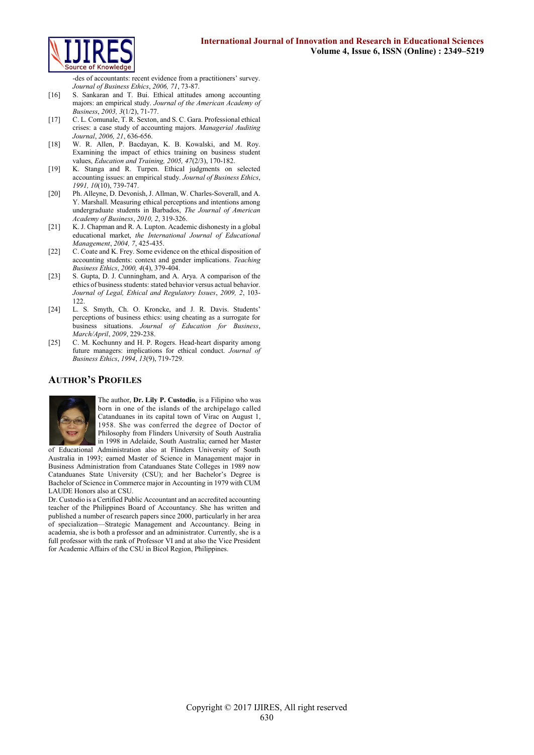-des of accountants: recent evidence from a practitioners' survey. *Journal of Business Ethics*, *2006, 71*, 73-87.

[16] S. Sankaran and T. Bui. Ethical attitudes among accounting majors: an empirical study. *Journal of the American Academy of Business*, *2003, 3*(1/2), 71-77.

[17] C. L. Comunale, T. R. Sexton, and S. C. Gara. Professional ethical crises: a case study of accounting majors. *Managerial Auditing Journal*, *2006, 21*, 636-656.

[18] W. R. Allen, P. Bacdayan, K. B. Kowalski, and M. Roy. Examining the impact of ethics training on business student values, *Education and Training, 2005, 47*(2/3), 170-182.

[19] K. Stanga and R. Turpen. Ethical judgments on selected accounting issues: an empirical study. *Journal of Business Ethics*, *1991, 10*(10), 739-747.

[20] Ph. Alleyne, D. Devonish, J. Allman, W. Charles-Soverall, and A. Y. Marshall. Measuring ethical perceptions and intentions among undergraduate students in Barbados, *The Journal of American Academy of Business*, *2010, 2*, 319-326.

[21] K. J. Chapman and R. A. Lupton. Academic dishonesty in a global educational market, *the International Journal of Educational Management*, *2004, 7*, 425-435.

[22] C. Coate and K. Frey. Some evidence on the ethical disposition of accounting students: context and gender implications. *Teaching Business Ethics*, *2000, 4*(4), 379-404.

[23] S. Gupta, D. J. Cunningham, and A. Arya. A comparison of the ethics of business students: stated behavior versus actual behavior. *Journal of Legal, Ethical and Regulatory Issues*, *2009, 2*, 103-122.

[24] L. S. Smyth, Ch. O. Kroncke, and J. R. Davis. Students' perceptions of business ethics: using cheating as a surrogate for business situations. *Journal of Education for Business*, *March/April*, *2009*, 229-238.

[25] C. M. Kochunny and H. P. Rogers. Head-heart disparity among future managers: implications for ethical conduct. *Journal of Business Ethics*, *1994*, *13*(9), 719-729.

## Author's Profiles

The author, **Dr. Lily P. Custodio**, is a Filipino who was born in one of the islands of the archipelago called Catanduanes in its capital town of Virac on August 1, 1958. She was conferred the degree of Doctor of Philosophy from Flinders University of South Australia in 1998 in Adelaide, South Australia; earned her Master of Educational Administration also at Flinders University of South Australia in 1993; earned Master of Science in Management major in Business Administration from Catanduanes State Colleges in 1989 now Catanduanes State University (CSU); and her Bachelor's Degree is Bachelor of Science in Commerce major in Accounting in 1979 with CUM LAUDE Honors also at CSU.

Dr. Custodio is a Certified Public Accountant and an accredited accounting teacher of the Philippines Board of Accountancy. She has written and published a number of research papers since 2000, particularly in her area of specialization—Strategic Management and Accountancy. Being in academia, she is both a professor and an administrator. Currently, she is a full professor with the rank of Professor VI and at also the Vice President for Academic Affairs of the CSU in Bicol Region, Philippines.